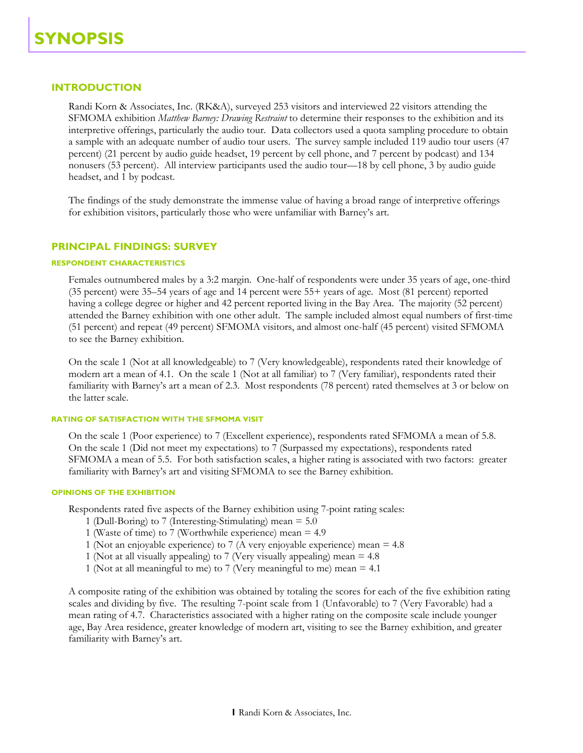# SYNOPSIS

## INTRODUCTION

Randi Korn & Associates, Inc. (RK&A), surveyed 253 visitors and interviewed 22 visitors attending the SFMOMA exhibition *Matthew Barney: Drawing Restraint* to determine their responses to the exhibition and its interpretive offerings, particularly the audio tour. Data collectors used a quota sampling procedure to obtain a sample with an adequate number of audio tour users. The survey sample included 119 audio tour users (47 percent) (21 percent by audio guide headset, 19 percent by cell phone, and 7 percent by podcast) and 134 nonusers (53 percent). All interview participants used the audio tour—18 by cell phone, 3 by audio guide headset, and 1 by podcast.

The findings of the study demonstrate the immense value of having a broad range of interpretive offerings for exhibition visitors, particularly those who were unfamiliar with Barney's art.

## PRINCIPAL FINDINGS: SURVEY

### RESPONDENT CHARACTERISTICS

Females outnumbered males by a 3:2 margin. One-half of respondents were under 35 years of age, one-third (35 percent) were 35–54 years of age and 14 percent were 55+ years of age. Most (81 percent) reported having a college degree or higher and 42 percent reported living in the Bay Area. The majority (52 percent) attended the Barney exhibition with one other adult. The sample included almost equal numbers of first-time (51 percent) and repeat (49 percent) SFMOMA visitors, and almost one-half (45 percent) visited SFMOMA to see the Barney exhibition.

On the scale 1 (Not at all knowledgeable) to 7 (Very knowledgeable), respondents rated their knowledge of modern art a mean of 4.1. On the scale 1 (Not at all familiar) to 7 (Very familiar), respondents rated their familiarity with Barney's art a mean of 2.3. Most respondents (78 percent) rated themselves at 3 or below on the latter scale.

### RATING OF SATISFACTION WITH THE SFMOMA VISIT

On the scale 1 (Poor experience) to 7 (Excellent experience), respondents rated SFMOMA a mean of 5.8. On the scale 1 (Did not meet my expectations) to 7 (Surpassed my expectations), respondents rated SFMOMA a mean of 5.5. For both satisfaction scales, a higher rating is associated with two factors: greater familiarity with Barney's art and visiting SFMOMA to see the Barney exhibition.

### OPINIONS OF THE EXHIBITION

Respondents rated five aspects of the Barney exhibition using 7-point rating scales:

- 1 (Dull-Boring) to 7 (Interesting-Stimulating) mean = 5.0
- 1 (Waste of time) to 7 (Worthwhile experience) mean = 4.9
- 1 (Not an enjoyable experience) to 7 (A very enjoyable experience) mean = 4.8
- 1 (Not at all visually appealing) to 7 (Very visually appealing) mean = 4.8
- 1 (Not at all meaningful to me) to 7 (Very meaningful to me) mean = 4.1

A composite rating of the exhibition was obtained by totaling the scores for each of the five exhibition rating scales and dividing by five. The resulting 7-point scale from 1 (Unfavorable) to 7 (Very Favorable) had a mean rating of 4.7. Characteristics associated with a higher rating on the composite scale include younger age, Bay Area residence, greater knowledge of modern art, visiting to see the Barney exhibition, and greater familiarity with Barney's art.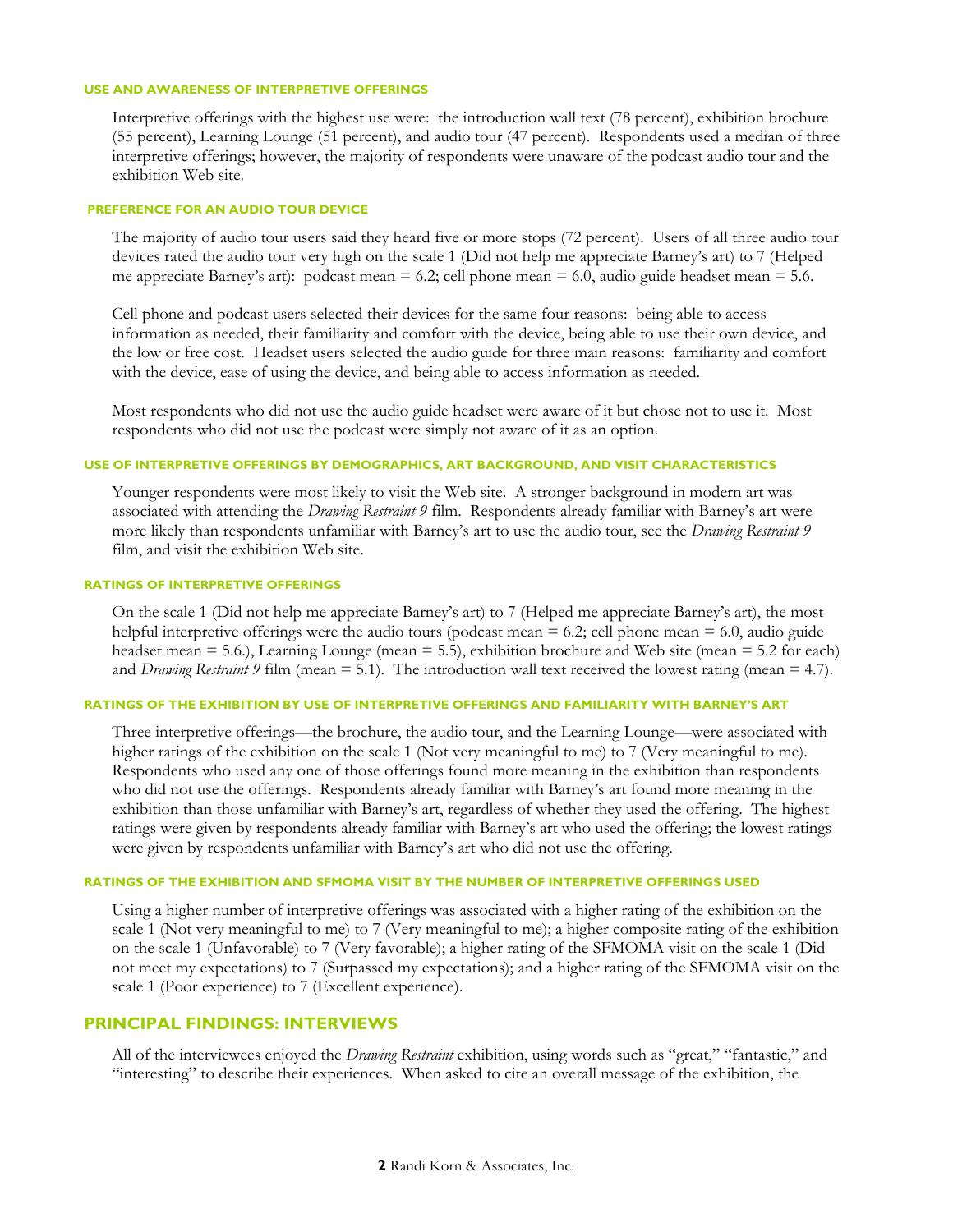#### USE AND AWARENESS OF INTERPRETIVE OFFERINGS

Interpretive offerings with the highest use were: the introduction wall text (78 percent), exhibition brochure (55 percent), Learning Lounge (51 percent), and audio tour (47 percent). Respondents used a median of three interpretive offerings; however, the majority of respondents were unaware of the podcast audio tour and the exhibition Web site.

#### PREFERENCE FOR AN AUDIO TOUR DEVICE

The majority of audio tour users said they heard five or more stops (72 percent). Users of all three audio tour devices rated the audio tour very high on the scale 1 (Did not help me appreciate Barney's art) to 7 (Helped me appreciate Barney's art): podcast mean = 6.2; cell phone mean = 6.0, audio guide headset mean = 5.6.

Cell phone and podcast users selected their devices for the same four reasons: being able to access information as needed, their familiarity and comfort with the device, being able to use their own device, and the low or free cost. Headset users selected the audio guide for three main reasons: familiarity and comfort with the device, ease of using the device, and being able to access information as needed.

Most respondents who did not use the audio guide headset were aware of it but chose not to use it. Most respondents who did not use the podcast were simply not aware of it as an option.

#### USE OF INTERPRETIVE OFFERINGS BY DEMOGRAPHICS, ART BACKGROUND, AND VISIT CHARACTERISTICS

Younger respondents were most likely to visit the Web site. A stronger background in modern art was associated with attending the *Drawing Restraint 9* film. Respondents already familiar with Barney's art were more likely than respondents unfamiliar with Barney's art to use the audio tour, see the *Drawing Restraint 9* film, and visit the exhibition Web site.

#### RATINGS OF INTERPRETIVE OFFERINGS

On the scale 1 (Did not help me appreciate Barney's art) to 7 (Helped me appreciate Barney's art), the most helpful interpretive offerings were the audio tours (podcast mean = 6.2; cell phone mean = 6.0, audio guide headset mean = 5.6.), Learning Lounge (mean = 5.5), exhibition brochure and Web site (mean = 5.2 for each) and *Drawing Restraint 9* film (mean = 5.1). The introduction wall text received the lowest rating (mean = 4.7).

#### RATINGS OF THE EXHIBITION BY USE OF INTERPRETIVE OFFERINGS AND FAMILIARITY WITH BARNEY'S ART

Three interpretive offerings—the brochure, the audio tour, and the Learning Lounge—were associated with higher ratings of the exhibition on the scale 1 (Not very meaningful to me) to 7 (Very meaningful to me). Respondents who used any one of those offerings found more meaning in the exhibition than respondents who did not use the offerings. Respondents already familiar with Barney's art found more meaning in the exhibition than those unfamiliar with Barney's art, regardless of whether they used the offering. The highest ratings were given by respondents already familiar with Barney's art who used the offering; the lowest ratings were given by respondents unfamiliar with Barney's art who did not use the offering.

#### RATINGS OF THE EXHIBITION AND SFMOMA VISIT BY THE NUMBER OF INTERPRETIVE OFFERINGS USED

Using a higher number of interpretive offerings was associated with a higher rating of the exhibition on the scale 1 (Not very meaningful to me) to 7 (Very meaningful to me); a higher composite rating of the exhibition on the scale 1 (Unfavorable) to 7 (Very favorable); a higher rating of the SFMOMA visit on the scale 1 (Did not meet my expectations) to 7 (Surpassed my expectations); and a higher rating of the SFMOMA visit on the scale 1 (Poor experience) to 7 (Excellent experience).

## PRINCIPAL FINDINGS: INTERVIEWS

All of the interviewees enjoyed the *Drawing Restraint* exhibition, using words such as "great," "fantastic," and "interesting" to describe their experiences. When asked to cite an overall message of the exhibition, the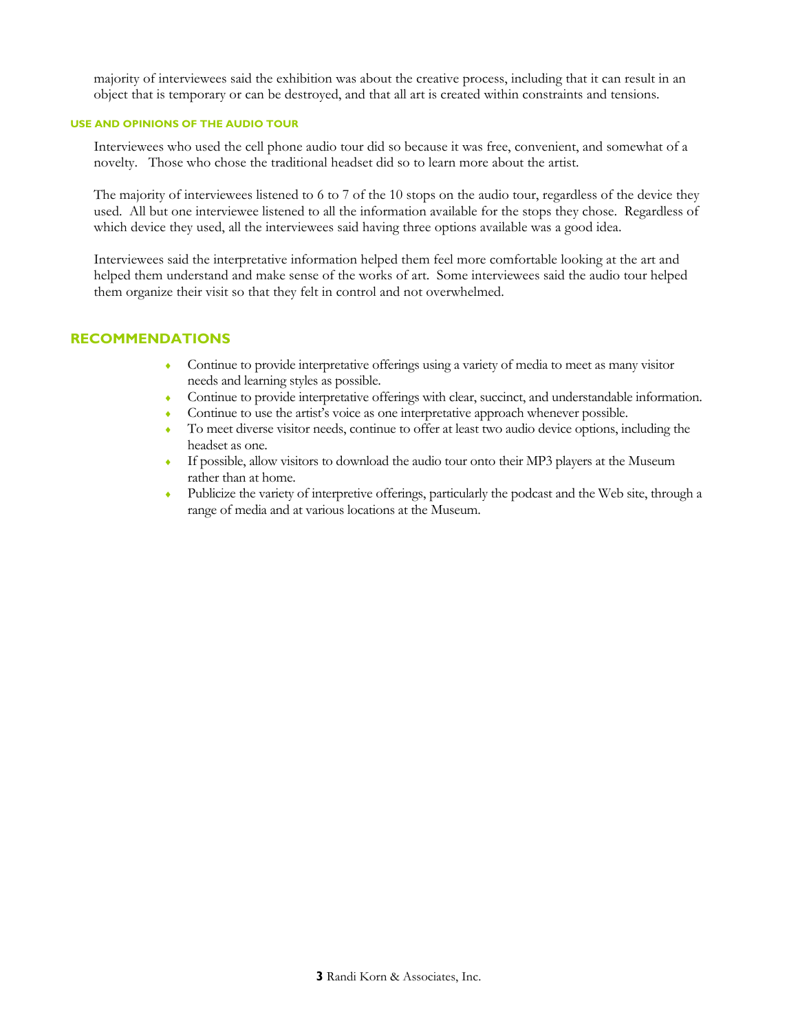majority of interviewees said the exhibition was about the creative process, including that it can result in an object that is temporary or can be destroyed, and that all art is created within constraints and tensions.

#### USE AND OPINIONS OF THE AUDIO TOUR

Interviewees who used the cell phone audio tour did so because it was free, convenient, and somewhat of a novelty. Those who chose the traditional headset did so to learn more about the artist.

The majority of interviewees listened to 6 to 7 of the 10 stops on the audio tour, regardless of the device they used. All but one interviewee listened to all the information available for the stops they chose. Regardless of which device they used, all the interviewees said having three options available was a good idea.

Interviewees said the interpretative information helped them feel more comfortable looking at the art and helped them understand and make sense of the works of art. Some interviewees said the audio tour helped them organize their visit so that they felt in control and not overwhelmed.

## RECOMMENDATIONS

- Continue to provide interpretative offerings using a variety of media to meet as many visitor needs and learning styles as possible.
- Continue to provide interpretative offerings with clear, succinct, and understandable information.
- Continue to use the artist's voice as one interpretative approach whenever possible.
- To meet diverse visitor needs, continue to offer at least two audio device options, including the headset as one.
- If possible, allow visitors to download the audio tour onto their MP3 players at the Museum rather than at home.
- Publicize the variety of interpretive offerings, particularly the podcast and the Web site, through a range of media and at various locations at the Museum.